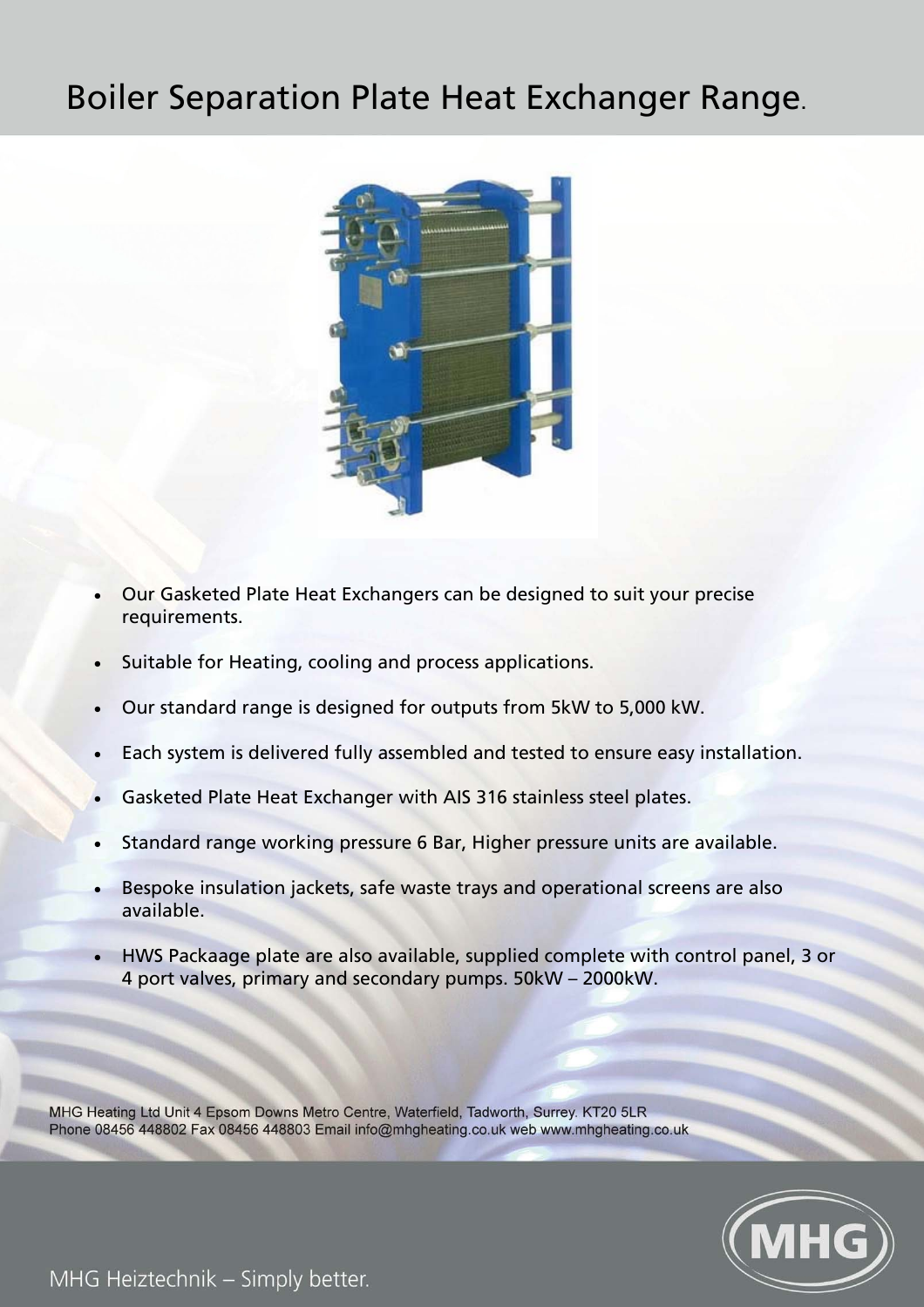# Boiler Separation Plate Heat Exchanger Range.

- Our Gasketed Plate Heat Exchangers can be designed to suit your precise requirements.
- Suitable for Heating, cooling and process applications.
- Our standard range is designed for outputs from 5kW to 5,000 kW.
- Each system is delivered fully assembled and tested to ensure easy installation.
- Gasketed Plate Heat Exchanger with AIS 316 stainless steel plates.
- Standard range working pressure 6 Bar, Higher pressure units are available.
- Bespoke insulation jackets, safe waste trays and operational screens are also available.
- HWS Packaage plate are also available, supplied complete with control panel, 3 or 4 port valves, primary and secondary pumps. 50kW – 2000kW.

MHG Heating Ltd Unit 4 Epsom Downs Metro Centre, Waterfield, Tadworth, Surrey. KT20 5LR
Phone 08456 448802 Fax 08456 448803 Email info@mhgheating.co.uk web www.mhgheating.co.uk

MHG Heiztechnik – Simply better.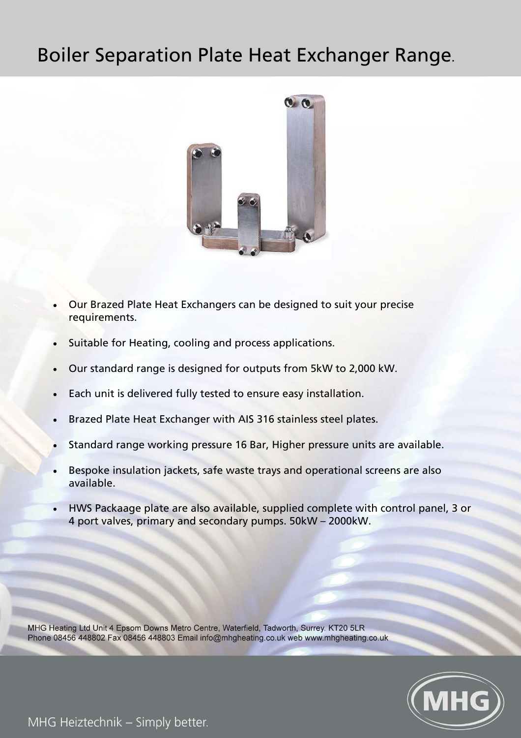# Boiler Separation Plate Heat Exchanger Range.

- Our Brazed Plate Heat Exchangers can be designed to suit your precise requirements.
- Suitable for Heating, cooling and process applications.
- Our standard range is designed for outputs from 5kW to 2,000 kW.
- Each unit is delivered fully tested to ensure easy installation.
- Brazed Plate Heat Exchanger with AIS 316 stainless steel plates.
- Standard range working pressure 16 Bar, Higher pressure units are available.
- Bespoke insulation jackets, safe waste trays and operational screens are also available.
- HWS Packaage plate are also available, supplied complete with control panel, 3 or 4 port valves, primary and secondary pumps. 50kW – 2000kW.

MHG Heating Ltd Unit 4 Epsom Downs Metro Centre, Waterfield, Tadworth, Surrey. KT20 5LR
Phone 08456 448802 Fax 08456 448803 Email info@mhgheating.co.uk web www.mhgheating.co.uk

MHG Heiztechnik – Simply better.